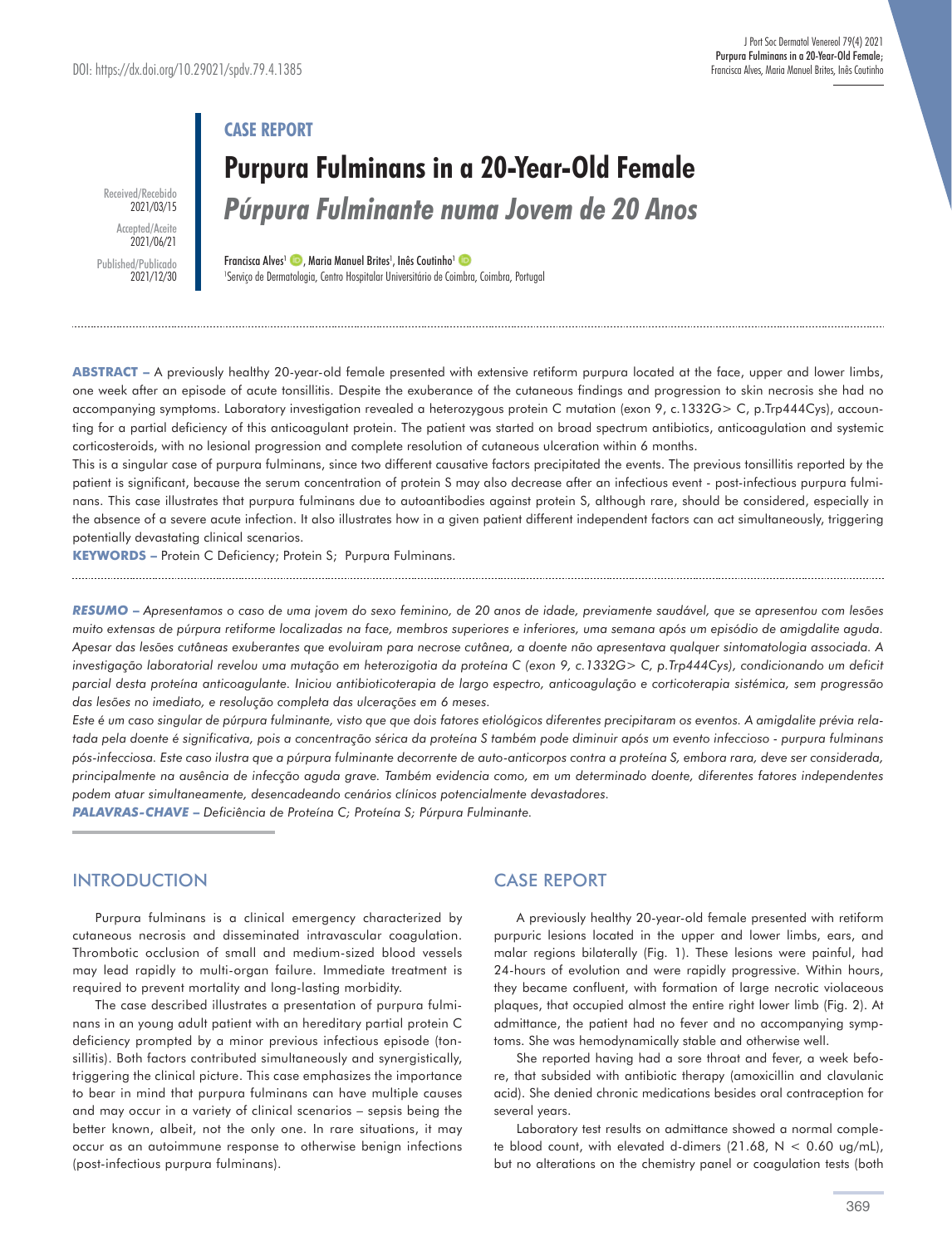DOI: https://dx.doi.org/10.29021/spdv.79.4.1385

Received/Recebido
2021/03/15

Accepted/Aceite
2021/06/21

Published/Publicado
2021/12/30

**CASE REPORT**

# Purpura Fulminans in a 20-Year-Old Female

## *Púrpura Fulminante numa Jovem de 20 Anos*

Francisca Alves[1], Maria Manuel Brites[1], Inês Coutinho[1]

[1]Serviço de Dermatologia, Centro Hospitalar Universitário de Coimbra, Coimbra, Portugal

**ABSTRACT –** A previously healthy 20-year-old female presented with extensive retiform purpura located at the face, upper and lower limbs, one week after an episode of acute tonsillitis. Despite the exuberance of the cutaneous findings and progression to skin necrosis she had no accompanying symptoms. Laboratory investigation revealed a heterozygous protein C mutation (exon 9, c.1332G> C, p.Trp444Cys), accounting for a partial deficiency of this anticoagulant protein. The patient was started on broad spectrum antibiotics, anticoagulation and systemic corticosteroids, with no lesional progression and complete resolution of cutaneous ulceration within 6 months.

This is a singular case of purpura fulminans, since two different causative factors precipitated the events. The previous tonsillitis reported by the patient is significant, because the serum concentration of protein S may also decrease after an infectious event - post-infectious purpura fulminans. This case illustrates that purpura fulminans due to autoantibodies against protein S, although rare, should be considered, especially in the absence of a severe acute infection. It also illustrates how in a given patient different independent factors can act simultaneously, triggering potentially devastating clinical scenarios.

**KEYWORDS –** Protein C Deficiency; Protein S; Purpura Fulminans.

***RESUMO –*** *Apresentamos o caso de uma jovem do sexo feminino, de 20 anos de idade, previamente saudável, que se apresentou com lesões muito extensas de púrpura retiforme localizadas na face, membros superiores e inferiores, uma semana após um episódio de amigdalite aguda. Apesar das lesões cutâneas exuberantes que evoluiram para necrose cutânea, a doente não apresentava qualquer sintomatologia associada. A investigação laboratorial revelou uma mutação em heterozigotia da proteína C (exon 9, c.1332G> C, p.Trp444Cys), condicionando um deficit parcial desta proteína anticoagulante. Iniciou antibioticoterapia de largo espectro, anticoagulação e corticoterapia sistémica, sem progressão das lesões no imediato, e resolução completa das ulcerações em 6 meses.*

*Este é um caso singular de púrpura fulminante, visto que que dois fatores etiológicos diferentes precipitaram os eventos. A amigdalite prévia relatada pela doente é significativa, pois a concentração sérica da proteína S também pode diminuir após um evento infeccioso - purpura fulminans pós-infecciosa. Este caso ilustra que a púrpura fulminante decorrente de auto-anticorpos contra a proteína S, embora rara, deve ser considerada, principalmente na ausência de infecção aguda grave. Também evidencia como, em um determinado doente, diferentes fatores independentes podem atuar simultaneamente, desencadeando cenários clínicos potencialmente devastadores.*

***PALAVRAS-CHAVE –*** *Deficiência de Proteína C; Proteína S; Púrpura Fulminante.*

## INTRODUCTION

Purpura fulminans is a clinical emergency characterized by cutaneous necrosis and disseminated intravascular coagulation. Thrombotic occlusion of small and medium-sized blood vessels may lead rapidly to multi-organ failure. Immediate treatment is required to prevent mortality and long-lasting morbidity.

The case described illustrates a presentation of purpura fulminans in an young adult patient with an hereditary partial protein C deficiency prompted by a minor previous infectious episode (tonsillitis). Both factors contributed simultaneously and synergistically, triggering the clinical picture. This case emphasizes the importance to bear in mind that purpura fulminans can have multiple causes and may occur in a variety of clinical scenarios – sepsis being the better known, albeit, not the only one. In rare situations, it may occur as an autoimmune response to otherwise benign infections (post-infectious purpura fulminans).

## CASE REPORT

A previously healthy 20-year-old female presented with retiform purpuric lesions located in the upper and lower limbs, ears, and malar regions bilaterally (Fig. 1). These lesions were painful, had 24-hours of evolution and were rapidly progressive. Within hours, they became confluent, with formation of large necrotic violaceous plaques, that occupied almost the entire right lower limb (Fig. 2). At admittance, the patient had no fever and no accompanying symptoms. She was hemodynamically stable and otherwise well.

She reported having had a sore throat and fever, a week before, that subsided with antibiotic therapy (amoxicillin and clavulanic acid). She denied chronic medications besides oral contraception for several years.

Laboratory test results on admittance showed a normal complete blood count, with elevated d-dimers (21.68, N < 0.60 ug/mL), but no alterations on the chemistry panel or coagulation tests (both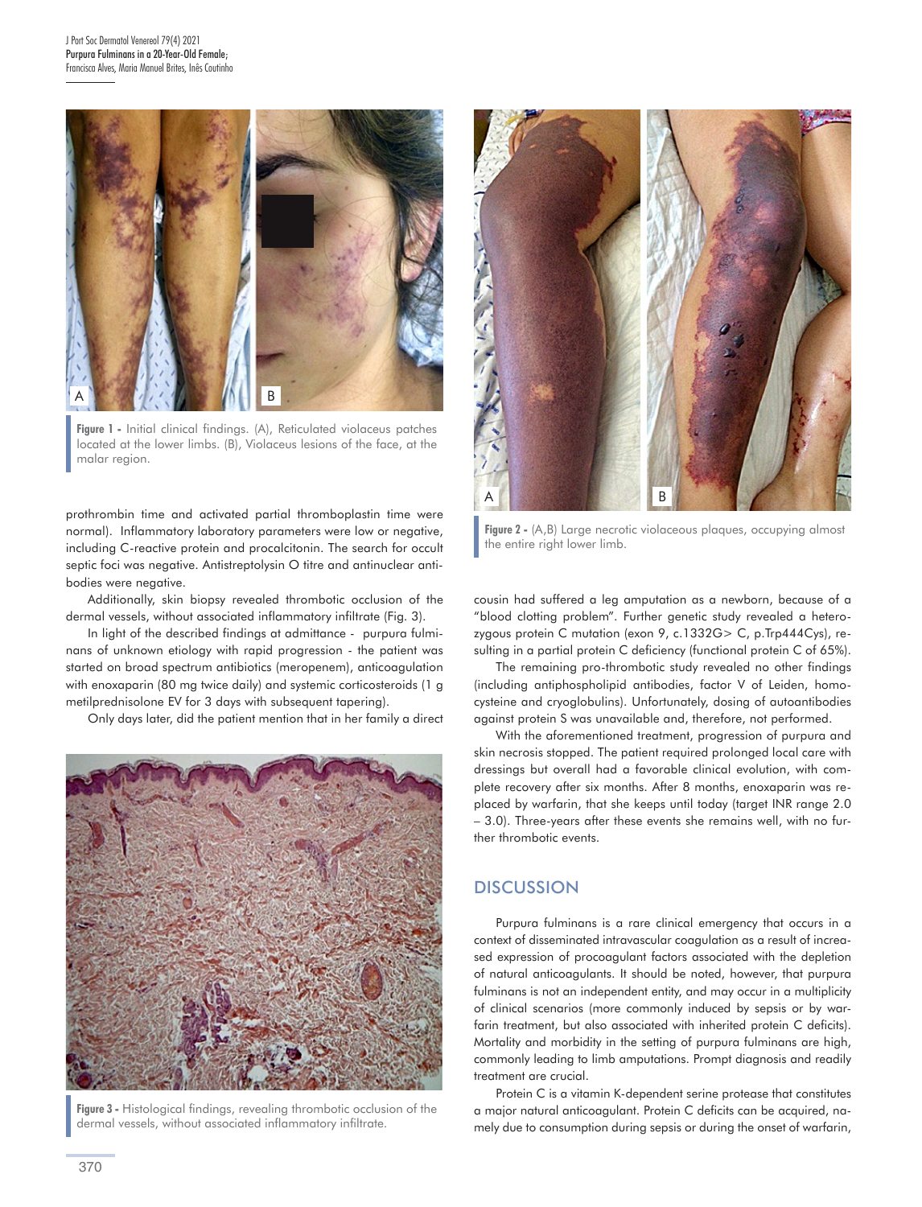Figure 1 - Initial clinical findings. (A), Reticulated violaceus patches located at the lower limbs. (B), Violaceus lesions of the face, at the malar region.

prothrombin time and activated partial thromboplastin time were normal). Inflammatory laboratory parameters were low or negative, including C-reactive protein and procalcitonin. The search for occult septic foci was negative. Antistreptolysin O titre and antinuclear antibodies were negative.

Additionally, skin biopsy revealed thrombotic occlusion of the dermal vessels, without associated inflammatory infiltrate (Fig. 3).

In light of the described findings at admittance - purpura fulminans of unknown etiology with rapid progression - the patient was started on broad spectrum antibiotics (meropenem), anticoagulation with enoxaparin (80 mg twice daily) and systemic corticosteroids (1 g metilprednisolone EV for 3 days with subsequent tapering).

Only days later, did the patient mention that in her family a direct

Figure 3 - Histological findings, revealing thrombotic occlusion of the dermal vessels, without associated inflammatory infiltrate.

Figure 2 - (A,B) Large necrotic violaceous plaques, occupying almost the entire right lower limb.

cousin had suffered a leg amputation as a newborn, because of a "blood clotting problem". Further genetic study revealed a heterozygous protein C mutation (exon 9, c.1332G> C, p.Trp444Cys), resulting in a partial protein C deficiency (functional protein C of 65%).

The remaining pro-thrombotic study revealed no other findings (including antiphospholipid antibodies, factor V of Leiden, homocysteine and cryoglobulins). Unfortunately, dosing of autoantibodies against protein S was unavailable and, therefore, not performed.

With the aforementioned treatment, progression of purpura and skin necrosis stopped. The patient required prolonged local care with dressings but overall had a favorable clinical evolution, with complete recovery after six months. After 8 months, enoxaparin was replaced by warfarin, that she keeps until today (target INR range 2.0 – 3.0). Three-years after these events she remains well, with no further thrombotic events.

## DISCUSSION

Purpura fulminans is a rare clinical emergency that occurs in a context of disseminated intravascular coagulation as a result of increased expression of procoagulant factors associated with the depletion of natural anticoagulants. It should be noted, however, that purpura fulminans is not an independent entity, and may occur in a multiplicity of clinical scenarios (more commonly induced by sepsis or by warfarin treatment, but also associated with inherited protein C deficits). Mortality and morbidity in the setting of purpura fulminans are high, commonly leading to limb amputations. Prompt diagnosis and readily treatment are crucial.

Protein C is a vitamin K-dependent serine protease that constitutes a major natural anticoagulant. Protein C deficits can be acquired, namely due to consumption during sepsis or during the onset of warfarin,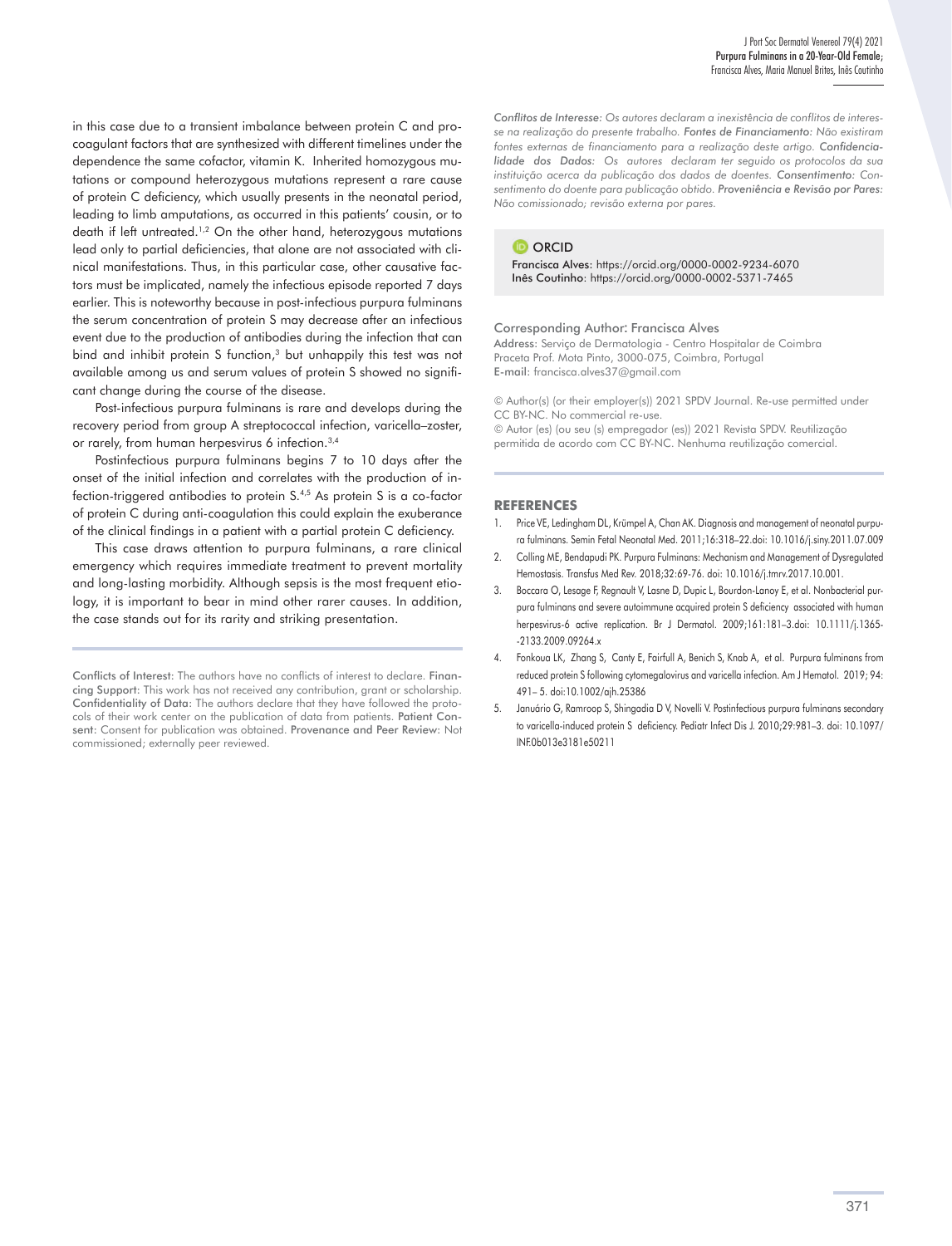in this case due to a transient imbalance between protein C and procoagulant factors that are synthesized with different timelines under the dependence the same cofactor, vitamin K. Inherited homozygous mutations or compound heterozygous mutations represent a rare cause of protein C deficiency, which usually presents in the neonatal period, leading to limb amputations, as occurred in this patients' cousin, or to death if left untreated.[1,2] On the other hand, heterozygous mutations lead only to partial deficiencies, that alone are not associated with clinical manifestations. Thus, in this particular case, other causative factors must be implicated, namely the infectious episode reported 7 days earlier. This is noteworthy because in post-infectious purpura fulminans the serum concentration of protein S may decrease after an infectious event due to the production of antibodies during the infection that can bind and inhibit protein S function,[3] but unhappily this test was not available among us and serum values of protein S showed no significant change during the course of the disease.

Post-infectious purpura fulminans is rare and develops during the recovery period from group A streptococcal infection, varicella–zoster, or rarely, from human herpesvirus 6 infection.[3,4]

Postinfectious purpura fulminans begins 7 to 10 days after the onset of the initial infection and correlates with the production of infection-triggered antibodies to protein S.[4,5] As protein S is a co-factor of protein C during anti-coagulation this could explain the exuberance of the clinical findings in a patient with a partial protein C deficiency.

This case draws attention to purpura fulminans, a rare clinical emergency which requires immediate treatment to prevent mortality and long-lasting morbidity. Although sepsis is the most frequent etiology, it is important to bear in mind other rarer causes. In addition, the case stands out for its rarity and striking presentation.

Conflicts of Interest: The authors have no conflicts of interest to declare. Financing Support: This work has not received any contribution, grant or scholarship. Confidentiality of Data: The authors declare that they have followed the protocols of their work center on the publication of data from patients. Patient Consent: Consent for publication was obtained. Provenance and Peer Review: Not commissioned; externally peer reviewed.

*Conflitos de Interesse: Os autores declaram a inexistência de conflitos de interesse na realização do presente trabalho. Fontes de Financiamento: Não existiram fontes externas de financiamento para a realização deste artigo. Confidencialidade dos Dados: Os autores declaram ter seguido os protocolos da sua instituição acerca da publicação dos dados de doentes. Consentimento: Consentimento do doente para publicação obtido. Proveniência e Revisão por Pares: Não comissionado; revisão externa por pares.*

**ORCID**

Francisca Alves: https://orcid.org/0000-0002-9234-6070
Inês Coutinho: https://orcid.org/0000-0002-5371-7465

Corresponding Author: Francisca Alves
Address: Serviço de Dermatologia - Centro Hospitalar de Coimbra
Praceta Prof. Mota Pinto, 3000-075, Coimbra, Portugal
E-mail: francisca.alves37@gmail.com

© Author(s) (or their employer(s)) 2021 SPDV Journal. Re-use permitted under CC BY-NC. No commercial re-use.
© Autor (es) (ou seu (s) empregador (es)) 2021 Revista SPDV. Reutilização permitida de acordo com CC BY-NC. Nenhuma reutilização comercial.

## REFERENCES

1. Price VE, Ledingham DL, Krümpel A, Chan AK. Diagnosis and management of neonatal purpura fulminans. Semin Fetal Neonatal Med. 2011;16:318–22.doi: 10.1016/j.siny.2011.07.009
2. Colling ME, Bendapudi PK. Purpura Fulminans: Mechanism and Management of Dysregulated Hemostasis. Transfus Med Rev. 2018;32:69-76. doi: 10.1016/j.tmrv.2017.10.001.
3. Boccara O, Lesage F, Regnault V, Lasne D, Dupic L, Bourdon-Lanoy E, et al. Nonbacterial purpura fulminans and severe autoimmune acquired protein S deficiency associated with human herpesvirus-6 active replication. Br J Dermatol. 2009;161:181–3.doi: 10.1111/j.1365-2133.2009.09264.x
4. Fonkoua LK, Zhang S, Canty E, Fairfull A, Benich S, Knab A, et al. Purpura fulminans from reduced protein S following cytomegalovirus and varicella infection. Am J Hematol. 2019; 94: 491– 5. doi:10.1002/ajh.25386
5. Januário G, Ramroop S, Shingadia D V, Novelli V. Postinfectious purpura fulminans secondary to varicella-induced protein S deficiency. Pediatr Infect Dis J. 2010;29:981–3. doi: 10.1097/INF.0b013e3181e50211